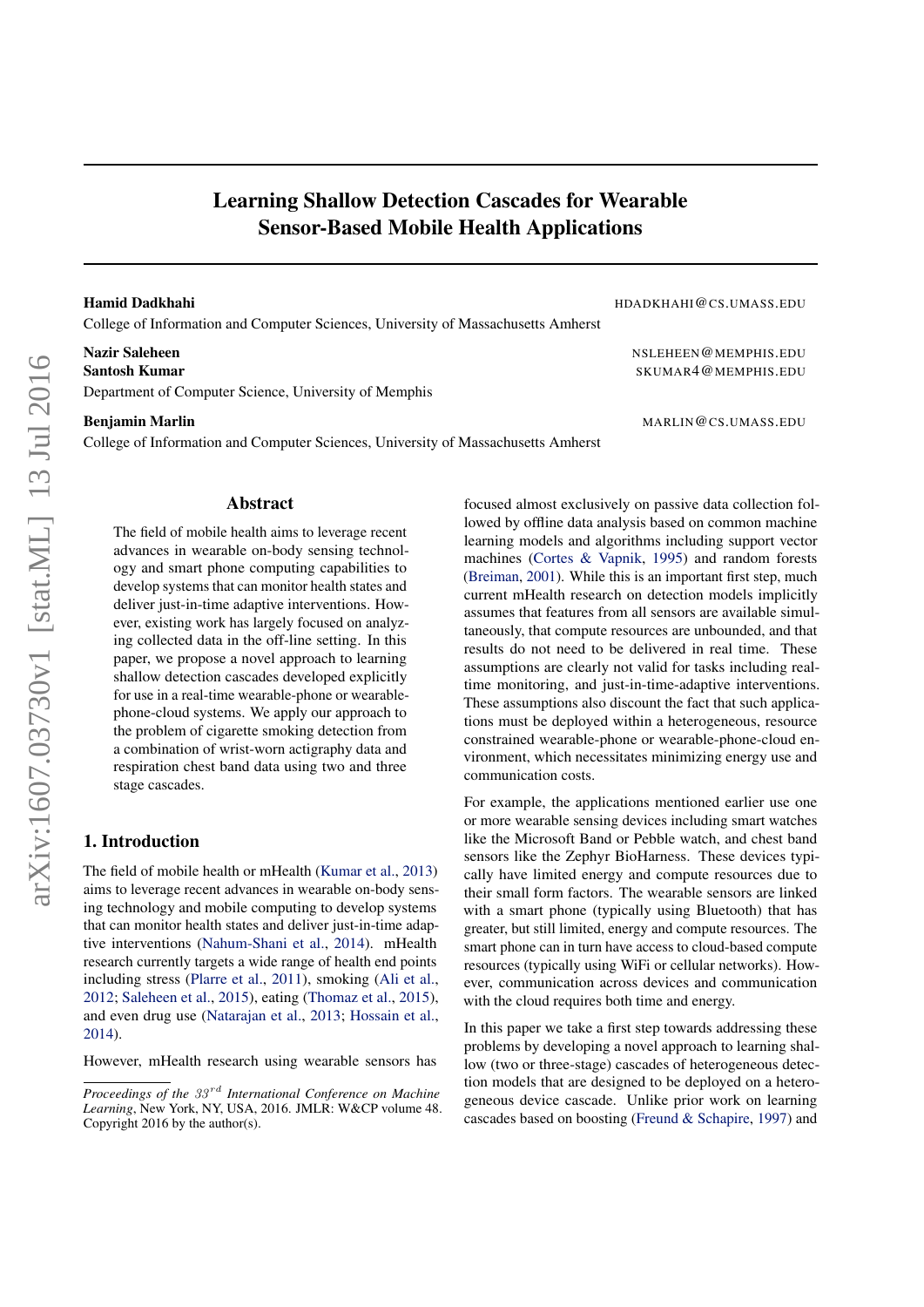# Learning Shallow Detection Cascades for Wearable Sensor-Based Mobile Health Applications

**Hamid Dadkhahi** HDADKHAHI@CS.UMASS.EDU
College of Information and Computer Sciences, University of Massachusetts Amherst

**Nazir Saleheen** NSLEHEEN@MEMPHIS.EDU
**Santosh Kumar** SKUMAR4@MEMPHIS.EDU
Department of Computer Science, University of Memphis

**Benjamin Marlin** MARLIN@CS.UMASS.EDU
College of Information and Computer Sciences, University of Massachusetts Amherst

## Abstract

The field of mobile health aims to leverage recent advances in wearable on-body sensing technology and smart phone computing capabilities to develop systems that can monitor health states and deliver just-in-time adaptive interventions. However, existing work has largely focused on analyzing collected data in the off-line setting. In this paper, we propose a novel approach to learning shallow detection cascades developed explicitly for use in a real-time wearable-phone or wearable-phone-cloud systems. We apply our approach to the problem of cigarette smoking detection from a combination of wrist-worn actigraphy data and respiration chest band data using two and three stage cascades.

## 1. Introduction

The field of mobile health or mHealth (Kumar et al., 2013) aims to leverage recent advances in wearable on-body sensing technology and mobile computing to develop systems that can monitor health states and deliver just-in-time adaptive interventions (Nahum-Shani et al., 2014). mHealth research currently targets a wide range of health end points including stress (Plarre et al., 2011), smoking (Ali et al., 2012; Saleheen et al., 2015), eating (Thomaz et al., 2015), and even drug use (Natarajan et al., 2013; Hossain et al., 2014).

However, mHealth research using wearable sensors has focused almost exclusively on passive data collection followed by offline data analysis based on common machine learning models and algorithms including support vector machines (Cortes & Vapnik, 1995) and random forests (Breiman, 2001). While this is an important first step, much current mHealth research on detection models implicitly assumes that features from all sensors are available simultaneously, that compute resources are unbounded, and that results do not need to be delivered in real time. These assumptions are clearly not valid for tasks including real-time monitoring, and just-in-time-adaptive interventions. These assumptions also discount the fact that such applications must be deployed within a heterogeneous, resource constrained wearable-phone or wearable-phone-cloud environment, which necessitates minimizing energy use and communication costs.

For example, the applications mentioned earlier use one or more wearable sensing devices including smart watches like the Microsoft Band or Pebble watch, and chest band sensors like the Zephyr BioHarness. These devices typically have limited energy and compute resources due to their small form factors. The wearable sensors are linked with a smart phone (typically using Bluetooth) that has greater, but still limited, energy and compute resources. The smart phone can in turn have access to cloud-based compute resources (typically using WiFi or cellular networks). However, communication across devices and communication with the cloud requires both time and energy.

In this paper we take a first step towards addressing these problems by developing a novel approach to learning shallow (two or three-stage) cascades of heterogeneous detection models that are designed to be deployed on a heterogeneous device cascade. Unlike prior work on learning cascades based on boosting (Freund & Schapire, 1997) and

*Proceedings of the $33^{rd}$ International Conference on Machine Learning*, New York, NY, USA, 2016. JMLR: W&CP volume 48. Copyright 2016 by the author(s).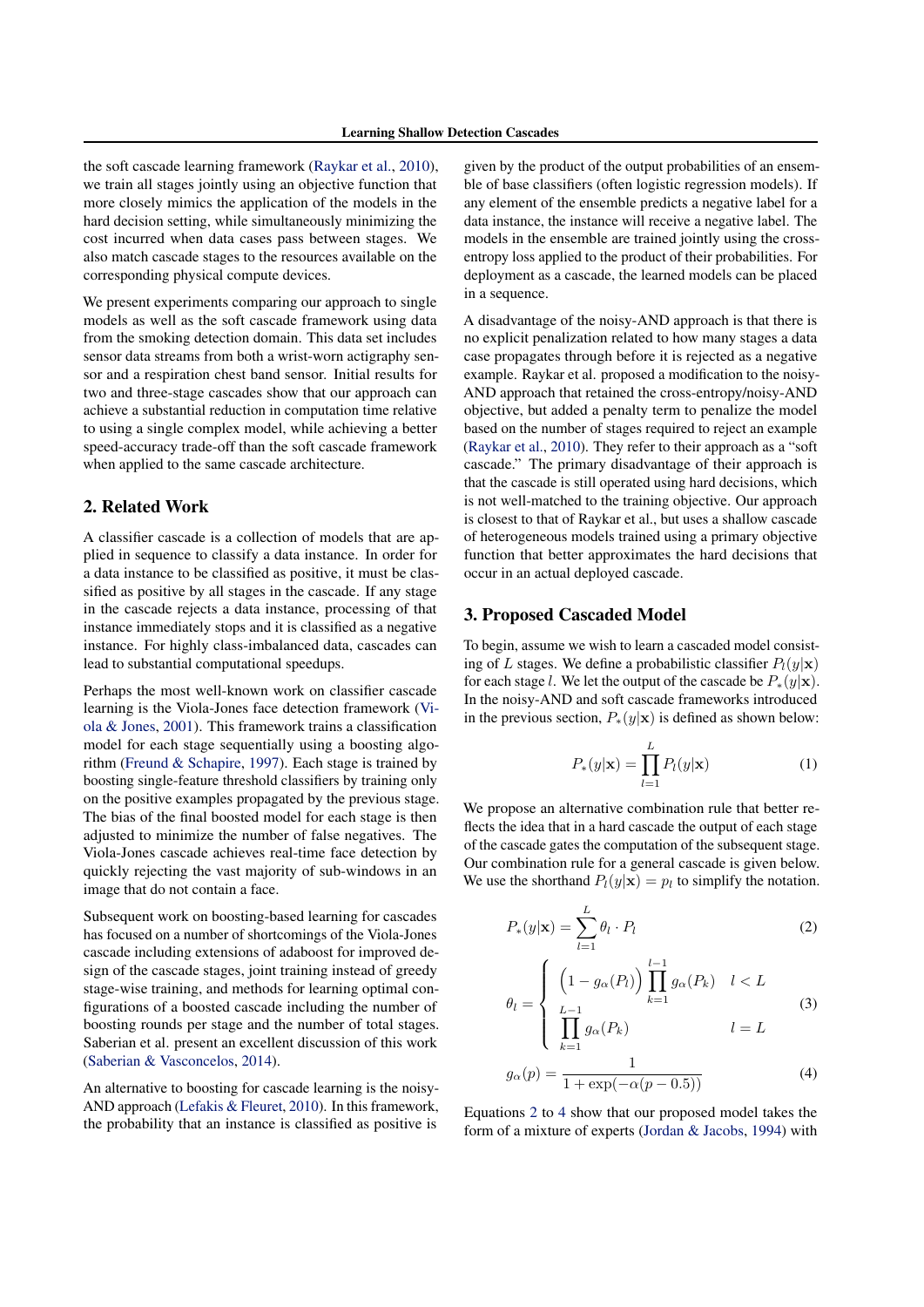the soft cascade learning framework (Raykar et al., 2010), we train all stages jointly using an objective function that more closely mimics the application of the models in the hard decision setting, while simultaneously minimizing the cost incurred when data cases pass between stages. We also match cascade stages to the resources available on the corresponding physical compute devices.

We present experiments comparing our approach to single models as well as the soft cascade framework using data from the smoking detection domain. This data set includes sensor data streams from both a wrist-worn actigraphy sensor and a respiration chest band sensor. Initial results for two and three-stage cascades show that our approach can achieve a substantial reduction in computation time relative to using a single complex model, while achieving a better speed-accuracy trade-off than the soft cascade framework when applied to the same cascade architecture.

## 2. Related Work

A classifier cascade is a collection of models that are applied in sequence to classify a data instance. In order for a data instance to be classified as positive, it must be classified as positive by all stages in the cascade. If any stage in the cascade rejects a data instance, processing of that instance immediately stops and it is classified as a negative instance. For highly class-imbalanced data, cascades can lead to substantial computational speedups.

Perhaps the most well-known work on classifier cascade learning is the Viola-Jones face detection framework (Viola & Jones, 2001). This framework trains a classification model for each stage sequentially using a boosting algorithm (Freund & Schapire, 1997). Each stage is trained by boosting single-feature threshold classifiers by training only on the positive examples propagated by the previous stage. The bias of the final boosted model for each stage is then adjusted to minimize the number of false negatives. The Viola-Jones cascade achieves real-time face detection by quickly rejecting the vast majority of sub-windows in an image that do not contain a face.

Subsequent work on boosting-based learning for cascades has focused on a number of shortcomings of the Viola-Jones cascade including extensions of adaboost for improved design of the cascade stages, joint training instead of greedy stage-wise training, and methods for learning optimal configurations of a boosted cascade including the number of boosting rounds per stage and the number of total stages. Saberian et al. present an excellent discussion of this work (Saberian & Vasconcelos, 2014).

An alternative to boosting for cascade learning is the noisy-AND approach (Lefakis & Fleuret, 2010). In this framework, the probability that an instance is classified as positive is given by the product of the output probabilities of an ensemble of base classifiers (often logistic regression models). If any element of the ensemble predicts a negative label for a data instance, the instance will receive a negative label. The models in the ensemble are trained jointly using the cross-entropy loss applied to the product of their probabilities. For deployment as a cascade, the learned models can be placed in a sequence.

A disadvantage of the noisy-AND approach is that there is no explicit penalization related to how many stages a data case propagates through before it is rejected as a negative example. Raykar et al. proposed a modification to the noisy-AND approach that retained the cross-entropy/noisy-AND objective, but added a penalty term to penalize the model based on the number of stages required to reject an example (Raykar et al., 2010). They refer to their approach as a "soft cascade." The primary disadvantage of their approach is that the cascade is still operated using hard decisions, which is not well-matched to the training objective. Our approach is closest to that of Raykar et al., but uses a shallow cascade of heterogeneous models trained using a primary objective function that better approximates the hard decisions that occur in an actual deployed cascade.

## 3. Proposed Cascaded Model

To begin, assume we wish to learn a cascaded model consisting of $L$ stages. We define a probabilistic classifier $P_l(y|\mathbf{x})$ for each stage $l$. We let the output of the cascade be $P_*(y|\mathbf{x})$. In the noisy-AND and soft cascade frameworks introduced in the previous section, $P_*(y|\mathbf{x})$ is defined as shown below:

$$P_*(y|\mathbf{x}) = \prod_{l=1}^{L} P_l(y|\mathbf{x}) \tag{1}$$

We propose an alternative combination rule that better reflects the idea that in a hard cascade the output of each stage of the cascade gates the computation of the subsequent stage. Our combination rule for a general cascade is given below. We use the shorthand $P_l(y|\mathbf{x}) = p_l$ to simplify the notation.

$$P_*(y|\mathbf{x}) = \sum_{l=1}^{L} \theta_l \cdot P_l \tag{2}$$

$$\theta_l = \begin{cases} \Big(1 - g_\alpha(P_l)\Big) \prod_{k=1}^{l-1} g_\alpha(P_k) & l < L \\ \prod_{k=1}^{L-1} g_\alpha(P_k) & l = L \end{cases} \tag{3}$$

$$g_\alpha(p) = \frac{1}{1 + \exp(-\alpha(p - 0.5))} \tag{4}$$

Equations 2 to 4 show that our proposed model takes the form of a mixture of experts (Jordan & Jacobs, 1994) with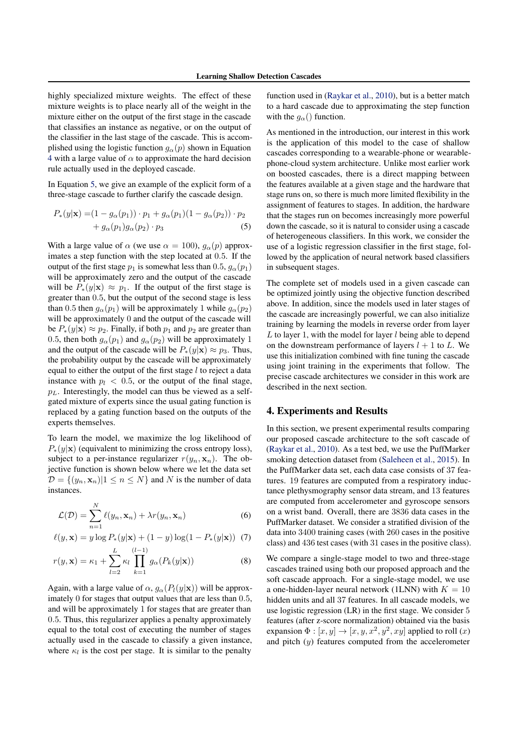highly specialized mixture weights. The effect of these mixture weights is to place nearly all of the weight in the mixture either on the output of the first stage in the cascade that classifies an instance as negative, or on the output of the classifier in the last stage of the cascade. This is accomplished using the logistic function $g_\alpha(p)$ shown in Equation 4 with a large value of $\alpha$ to approximate the hard decision rule actually used in the deployed cascade.

In Equation 5, we give an example of the explicit form of a three-stage cascade to further clarify the cascade design.

$$
\begin{aligned}
P_*(y|\mathbf{x}) =& (1 - g_\alpha(p_1)) \cdot p_1 + g_\alpha(p_1)(1 - g_\alpha(p_2)) \cdot p_2 \\
&+ g_\alpha(p_1) g_\alpha(p_2) \cdot p_3
\end{aligned}
\tag{5}
$$

With a large value of $\alpha$ (we use $\alpha = 100$), $g_\alpha(p)$ approximates a step function with the step located at $0.5$. If the output of the first stage $p_1$ is somewhat less than $0.5$, $g_\alpha(p_1)$ will be approximately zero and the output of the cascade will be $P_*(y|\mathbf{x}) \approx p_1$. If the output of the first stage is greater than $0.5$, but the output of the second stage is less than $0.5$ then $g_\alpha(p_1)$ will be approximately $1$ while $g_\alpha(p_2)$ will be approximately $0$ and the output of the cascade will be $P_*(y|\mathbf{x}) \approx p_2$. Finally, if both $p_1$ and $p_2$ are greater than $0.5$, then both $g_\alpha(p_1)$ and $g_\alpha(p_2)$ will be approximately $1$ and the output of the cascade will be $P_*(y|\mathbf{x}) \approx p_3$. Thus, the probability output by the cascade will be approximately equal to either the output of the first stage $l$ to reject a data instance with $p_l < 0.5$, or the output of the final stage, $p_L$. Interestingly, the model can thus be viewed as a self-gated mixture of experts since the usual gating function is replaced by a gating function based on the outputs of the experts themselves.

To learn the model, we maximize the log likelihood of $P_*(y|\mathbf{x})$ (equivalent to minimizing the cross entropy loss), subject to a per-instance regularizer $r(y_n, \mathbf{x}_n)$. The objective function is shown below where we let the data set $\mathcal{D} = \{(y_n, \mathbf{x}_n) | 1 \leq n \leq N\}$ and $N$ is the number of data instances.

$$
\mathcal{L}(\mathcal{D}) = \sum_{n=1}^{N} \ell(y_n, \mathbf{x}_n) + \lambda r(y_n, \mathbf{x}_n) \tag{6}
$$

$$
\ell(y, \mathbf{x}) = y \log P_*(y|\mathbf{x}) + (1 - y) \log(1 - P_*(y|\mathbf{x})) \tag{7}
$$

$$
r(y, \mathbf{x}) = \kappa_1 + \sum_{l=2}^{L} \kappa_l \prod_{k=1}^{(l-1)} g_\alpha(P_k(y|\mathbf{x})) \tag{8}
$$

Again, with a large value of $\alpha$, $g_\alpha(P_l(y|\mathbf{x}))$ will be approximately $0$ for stages that output values that are less than $0.5$, and will be approximately $1$ for stages that are greater than $0.5$. Thus, this regularizer applies a penalty approximately equal to the total cost of executing the number of stages actually used in the cascade to classify a given instance, where $\kappa_l$ is the cost per stage. It is similar to the penalty function used in (Raykar et al., 2010), but is a better match to a hard cascade due to approximating the step function with the $g_\alpha()$ function.

As mentioned in the introduction, our interest in this work is the application of this model to the case of shallow cascades corresponding to a wearable-phone or wearable-phone-cloud system architecture. Unlike most earlier work on boosted cascades, there is a direct mapping between the features available at a given stage and the hardware that stage runs on, so there is much more limited flexibility in the assignment of features to stages. In addition, the hardware that the stages run on becomes increasingly more powerful down the cascade, so it is natural to consider using a cascade of heterogeneous classifiers. In this work, we consider the use of a logistic regression classifier in the first stage, followed by the application of neural network based classifiers in subsequent stages.

The complete set of models used in a given cascade can be optimized jointly using the objective function described above. In addition, since the models used in later stages of the cascade are increasingly powerful, we can also initialize training by learning the models in reverse order from layer $L$ to layer $1$, with the model for layer $l$ being able to depend on the downstream performance of layers $l+1$ to $L$. We use this initialization combined with fine tuning the cascade using joint training in the experiments that follow. The precise cascade architectures we consider in this work are described in the next section.

## 4. Experiments and Results

In this section, we present experimental results comparing our proposed cascade architecture to the soft cascade of (Raykar et al., 2010). As a test bed, we use the PuffMarker smoking detection dataset from (Saleheen et al., 2015). In the PuffMarker data set, each data case consists of 37 features. 19 features are computed from a respiratory inductance plethysmography sensor data stream, and 13 features are computed from accelerometer and gyroscope sensors on a wrist band. Overall, there are 3836 data cases in the PuffMarker dataset. We consider a stratified division of the data into 3400 training cases (with 260 cases in the positive class) and 436 test cases (with 31 cases in the positive class).

We compare a single-stage model to two and three-stage cascades trained using both our proposed approach and the soft cascade approach. For a single-stage model, we use a one-hidden-layer neural network (1LNN) with $K = 10$ hidden units and all 37 features. In all cascade models, we use logistic regression (LR) in the first stage. We consider 5 features (after z-score normalization) obtained via the basis expansion $\Phi : [x, y] \rightarrow [x, y, x^2, y^2, xy]$ applied to roll ($x$) and pitch ($y$) features computed from the accelerometer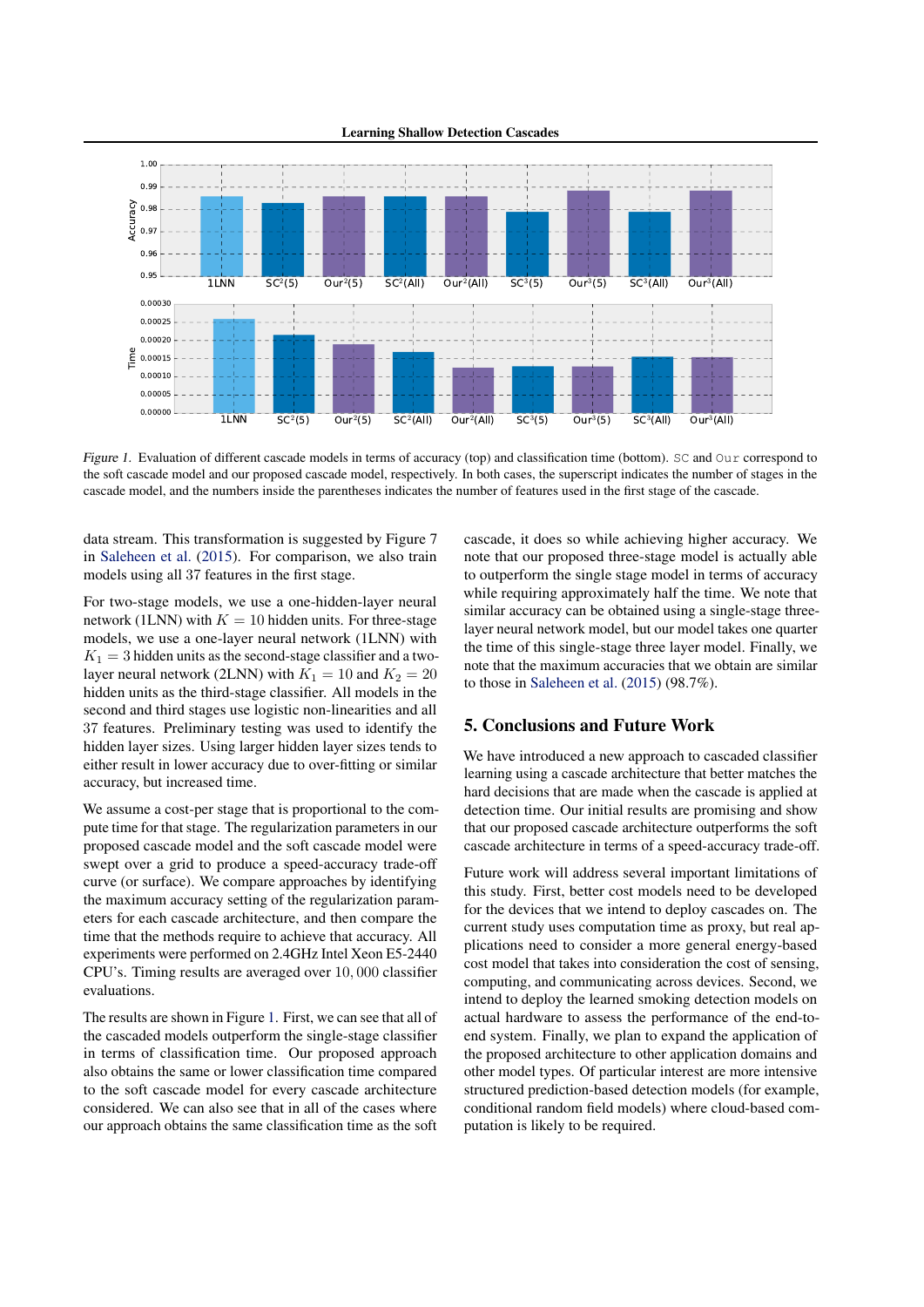*Figure 1.* Evaluation of different cascade models in terms of accuracy (top) and classification time (bottom). `SC` and `Our` correspond to the soft cascade model and our proposed cascade model, respectively. In both cases, the superscript indicates the number of stages in the cascade model, and the numbers inside the parentheses indicates the number of features used in the first stage of the cascade.

data stream. This transformation is suggested by Figure 7 in Saleheen et al. (2015). For comparison, we also train models using all 37 features in the first stage.

For two-stage models, we use a one-hidden-layer neural network (1LNN) with $K = 10$ hidden units. For three-stage models, we use a one-layer neural network (1LNN) with $K_1 = 3$ hidden units as the second-stage classifier and a two-layer neural network (2LNN) with $K_1 = 10$ and $K_2 = 20$ hidden units as the third-stage classifier. All models in the second and third stages use logistic non-linearities and all 37 features. Preliminary testing was used to identify the hidden layer sizes. Using larger hidden layer sizes tends to either result in lower accuracy due to over-fitting or similar accuracy, but increased time.

We assume a cost-per stage that is proportional to the compute time for that stage. The regularization parameters in our proposed cascade model and the soft cascade model were swept over a grid to produce a speed-accuracy trade-off curve (or surface). We compare approaches by identifying the maximum accuracy setting of the regularization parameters for each cascade architecture, and then compare the time that the methods require to achieve that accuracy. All experiments were performed on 2.4GHz Intel Xeon E5-2440 CPU's. Timing results are averaged over $10,000$ classifier evaluations.

The results are shown in Figure 1. First, we can see that all of the cascaded models outperform the single-stage classifier in terms of classification time. Our proposed approach also obtains the same or lower classification time compared to the soft cascade model for every cascade architecture considered. We can also see that in all of the cases where our approach obtains the same classification time as the soft cascade, it does so while achieving higher accuracy. We note that our proposed three-stage model is actually able to outperform the single stage model in terms of accuracy while requiring approximately half the time. We note that similar accuracy can be obtained using a single-stage three-layer neural network model, but our model takes one quarter the time of this single-stage three layer model. Finally, we note that the maximum accuracies that we obtain are similar to those in Saleheen et al. (2015) (98.7%).

## 5. Conclusions and Future Work

We have introduced a new approach to cascaded classifier learning using a cascade architecture that better matches the hard decisions that are made when the cascade is applied at detection time. Our initial results are promising and show that our proposed cascade architecture outperforms the soft cascade architecture in terms of a speed-accuracy trade-off.

Future work will address several important limitations of this study. First, better cost models need to be developed for the devices that we intend to deploy cascades on. The current study uses computation time as proxy, but real applications need to consider a more general energy-based cost model that takes into consideration the cost of sensing, computing, and communicating across devices. Second, we intend to deploy the learned smoking detection models on actual hardware to assess the performance of the end-to-end system. Finally, we plan to expand the application of the proposed architecture to other application domains and other model types. Of particular interest are more intensive structured prediction-based detection models (for example, conditional random field models) where cloud-based computation is likely to be required.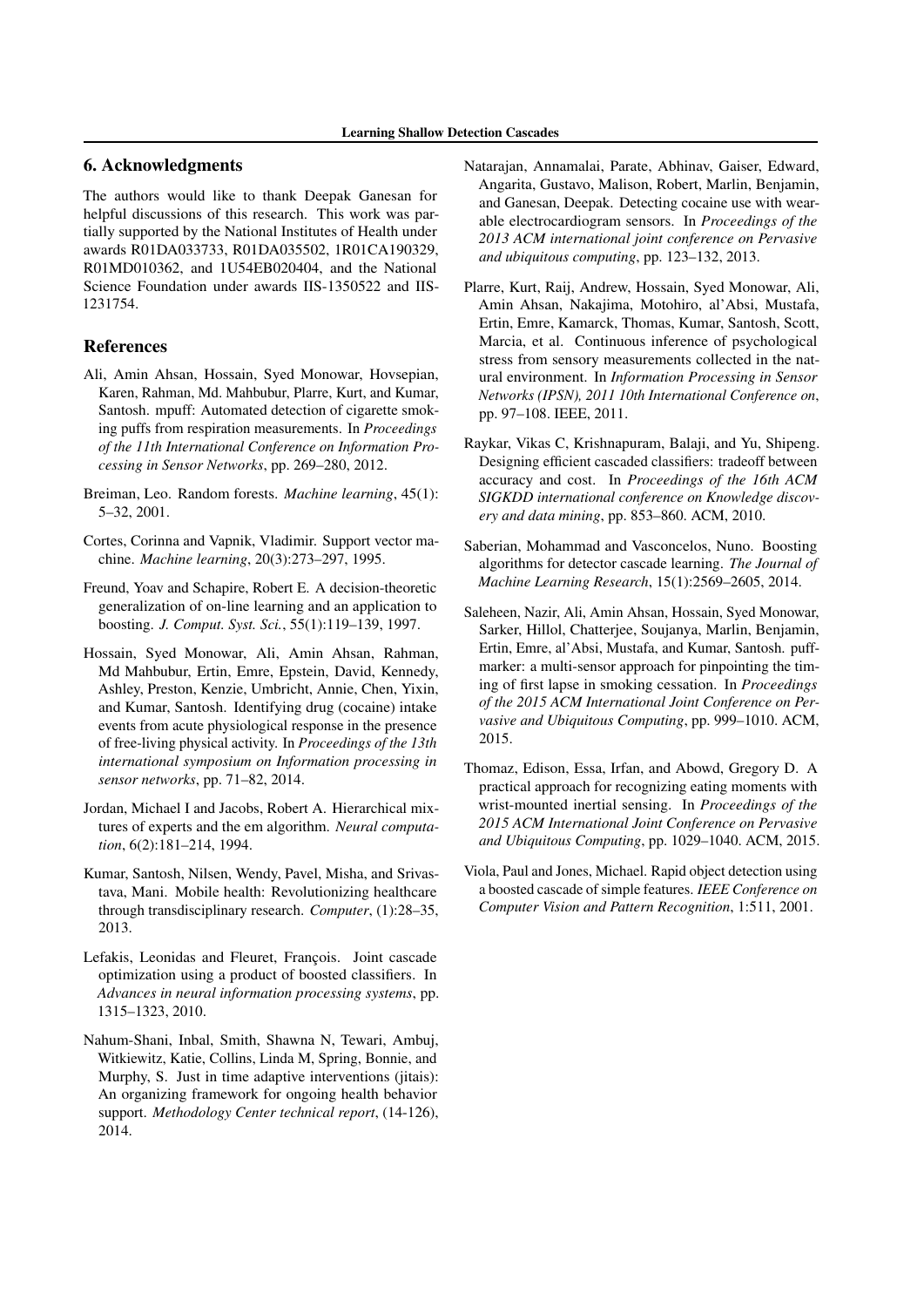## 6. Acknowledgments

The authors would like to thank Deepak Ganesan for helpful discussions of this research. This work was partially supported by the National Institutes of Health under awards R01DA033733, R01DA035502, 1R01CA190329, R01MD010362, and 1U54EB020404, and the National Science Foundation under awards IIS-1350522 and IIS-1231754.

## References

Ali, Amin Ahsan, Hossain, Syed Monowar, Hovsepian, Karen, Rahman, Md. Mahbubur, Plarre, Kurt, and Kumar, Santosh. mpuff: Automated detection of cigarette smoking puffs from respiration measurements. In *Proceedings of the 11th International Conference on Information Processing in Sensor Networks*, pp. 269–280, 2012.

Breiman, Leo. Random forests. *Machine learning*, 45(1): 5–32, 2001.

Cortes, Corinna and Vapnik, Vladimir. Support vector machine. *Machine learning*, 20(3):273–297, 1995.

Freund, Yoav and Schapire, Robert E. A decision-theoretic generalization of on-line learning and an application to boosting. *J. Comput. Syst. Sci.*, 55(1):119–139, 1997.

Hossain, Syed Monowar, Ali, Amin Ahsan, Rahman, Md Mahbubur, Ertin, Emre, Epstein, David, Kennedy, Ashley, Preston, Kenzie, Umbricht, Annie, Chen, Yixin, and Kumar, Santosh. Identifying drug (cocaine) intake events from acute physiological response in the presence of free-living physical activity. In *Proceedings of the 13th international symposium on Information processing in sensor networks*, pp. 71–82, 2014.

Jordan, Michael I and Jacobs, Robert A. Hierarchical mixtures of experts and the em algorithm. *Neural computation*, 6(2):181–214, 1994.

Kumar, Santosh, Nilsen, Wendy, Pavel, Misha, and Srivastava, Mani. Mobile health: Revolutionizing healthcare through transdisciplinary research. *Computer*, (1):28–35, 2013.

Lefakis, Leonidas and Fleuret, François. Joint cascade optimization using a product of boosted classifiers. In *Advances in neural information processing systems*, pp. 1315–1323, 2010.

Nahum-Shani, Inbal, Smith, Shawna N, Tewari, Ambuj, Witkiewitz, Katie, Collins, Linda M, Spring, Bonnie, and Murphy, S. Just in time adaptive interventions (jitais): An organizing framework for ongoing health behavior support. *Methodology Center technical report*, (14-126), 2014.

Natarajan, Annamalai, Parate, Abhinav, Gaiser, Edward, Angarita, Gustavo, Malison, Robert, Marlin, Benjamin, and Ganesan, Deepak. Detecting cocaine use with wearable electrocardiogram sensors. In *Proceedings of the 2013 ACM international joint conference on Pervasive and ubiquitous computing*, pp. 123–132, 2013.

Plarre, Kurt, Raij, Andrew, Hossain, Syed Monowar, Ali, Amin Ahsan, Nakajima, Motohiro, al'Absi, Mustafa, Ertin, Emre, Kamarck, Thomas, Kumar, Santosh, Scott, Marcia, et al. Continuous inference of psychological stress from sensory measurements collected in the natural environment. In *Information Processing in Sensor Networks (IPSN), 2011 10th International Conference on*, pp. 97–108. IEEE, 2011.

Raykar, Vikas C, Krishnapuram, Balaji, and Yu, Shipeng. Designing efficient cascaded classifiers: tradeoff between accuracy and cost. In *Proceedings of the 16th ACM SIGKDD international conference on Knowledge discovery and data mining*, pp. 853–860. ACM, 2010.

Saberian, Mohammad and Vasconcelos, Nuno. Boosting algorithms for detector cascade learning. *The Journal of Machine Learning Research*, 15(1):2569–2605, 2014.

Saleheen, Nazir, Ali, Amin Ahsan, Hossain, Syed Monowar, Sarker, Hillol, Chatterjee, Soujanya, Marlin, Benjamin, Ertin, Emre, al'Absi, Mustafa, and Kumar, Santosh. puffmarker: a multi-sensor approach for pinpointing the timing of first lapse in smoking cessation. In *Proceedings of the 2015 ACM International Joint Conference on Pervasive and Ubiquitous Computing*, pp. 999–1010. ACM, 2015.

Thomaz, Edison, Essa, Irfan, and Abowd, Gregory D. A practical approach for recognizing eating moments with wrist-mounted inertial sensing. In *Proceedings of the 2015 ACM International Joint Conference on Pervasive and Ubiquitous Computing*, pp. 1029–1040. ACM, 2015.

Viola, Paul and Jones, Michael. Rapid object detection using a boosted cascade of simple features. *IEEE Conference on Computer Vision and Pattern Recognition*, 1:511, 2001.